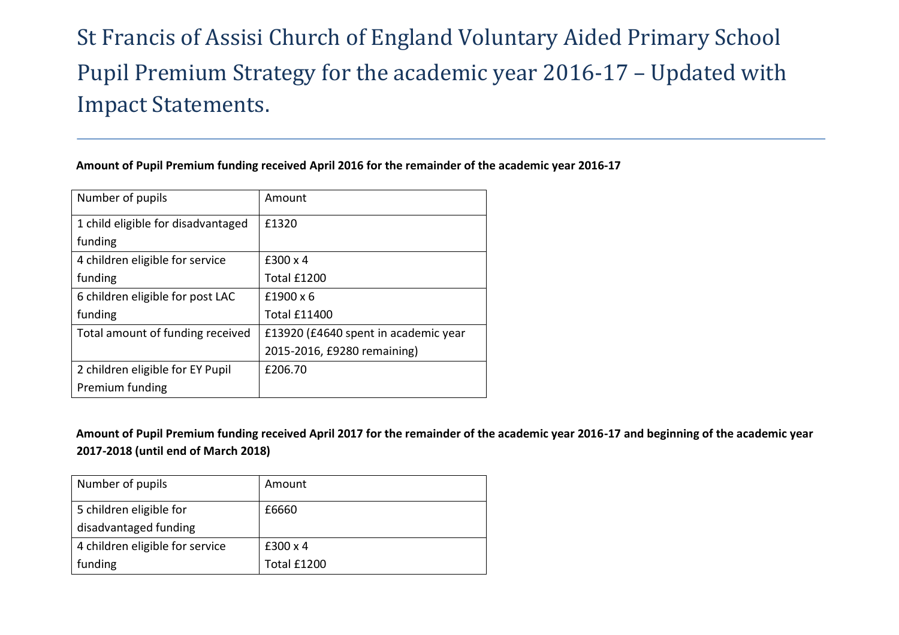# St Francis of Assisi Church of England Voluntary Aided Primary School Pupil Premium Strategy for the academic year 2016-17 – Updated with Impact Statements.

**Amount of Pupil Premium funding received April 2016 for the remainder of the academic year 2016-17**

| Number of pupils | Amount |
|---|---|
| 1 child eligible for disadvantaged funding | £1320 |
| 4 children eligible for service funding | £300 x 4<br>Total £1200 |
| 6 children eligible for post LAC funding | £1900 x 6<br>Total £11400 |
| Total amount of funding received | £13920 (£4640 spent in academic year 2015-2016, £9280 remaining) |
| 2 children eligible for EY Pupil Premium funding | £206.70 |

**Amount of Pupil Premium funding received April 2017 for the remainder of the academic year 2016-17 and beginning of the academic year 2017-2018 (until end of March 2018)**

| Number of pupils | Amount |
|---|---|
| 5 children eligible for disadvantaged funding | £6660 |
| 4 children eligible for service funding | £300 x 4<br>Total £1200 |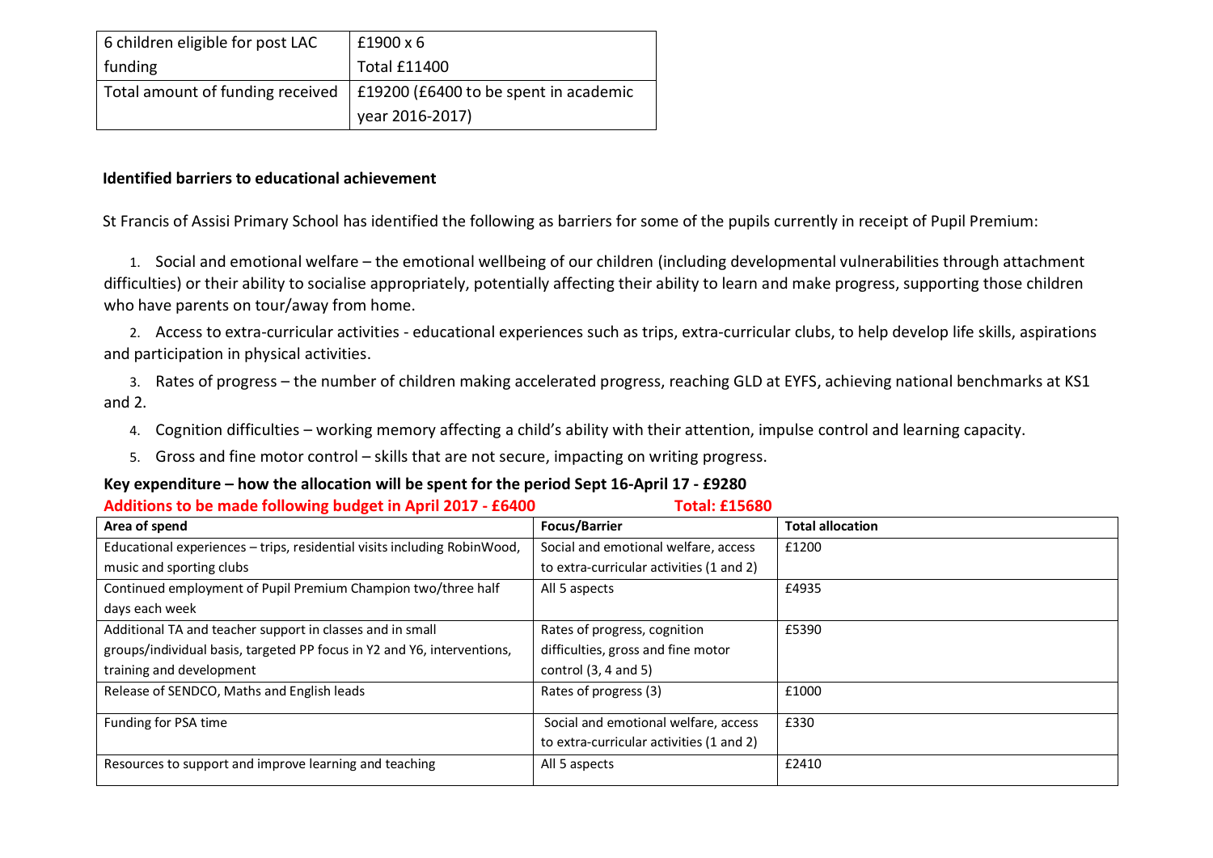| 6 children eligible for post LAC funding | £1900 x 6<br>Total £11400 |
|---|---|
| Total amount of funding received | £19200 (£6400 to be spent in academic year 2016-2017) |

**Identified barriers to educational achievement**

St Francis of Assisi Primary School has identified the following as barriers for some of the pupils currently in receipt of Pupil Premium:

1. Social and emotional welfare – the emotional wellbeing of our children (including developmental vulnerabilities through attachment difficulties) or their ability to socialise appropriately, potentially affecting their ability to learn and make progress, supporting those children who have parents on tour/away from home.
2. Access to extra-curricular activities - educational experiences such as trips, extra-curricular clubs, to help develop life skills, aspirations and participation in physical activities.
3. Rates of progress – the number of children making accelerated progress, reaching GLD at EYFS, achieving national benchmarks at KS1 and 2.
4. Cognition difficulties – working memory affecting a child's ability with their attention, impulse control and learning capacity.
5. Gross and fine motor control – skills that are not secure, impacting on writing progress.

**Key expenditure – how the allocation will be spent for the period Sept 16-April 17 - £9280**

**Additions to be made following budget in April 2017 - £6400 Total: £15680**

| Area of spend | Focus/Barrier | Total allocation |
|---|---|---|
| Educational experiences – trips, residential visits including RobinWood, music and sporting clubs | Social and emotional welfare, access to extra-curricular activities (1 and 2) | £1200 |
| Continued employment of Pupil Premium Champion two/three half days each week | All 5 aspects | £4935 |
| Additional TA and teacher support in classes and in small groups/individual basis, targeted PP focus in Y2 and Y6, interventions, training and development | Rates of progress, cognition difficulties, gross and fine motor control (3, 4 and 5) | £5390 |
| Release of SENDCO, Maths and English leads | Rates of progress (3) | £1000 |
| Funding for PSA time | Social and emotional welfare, access to extra-curricular activities (1 and 2) | £330 |
| Resources to support and improve learning and teaching | All 5 aspects | £2410 |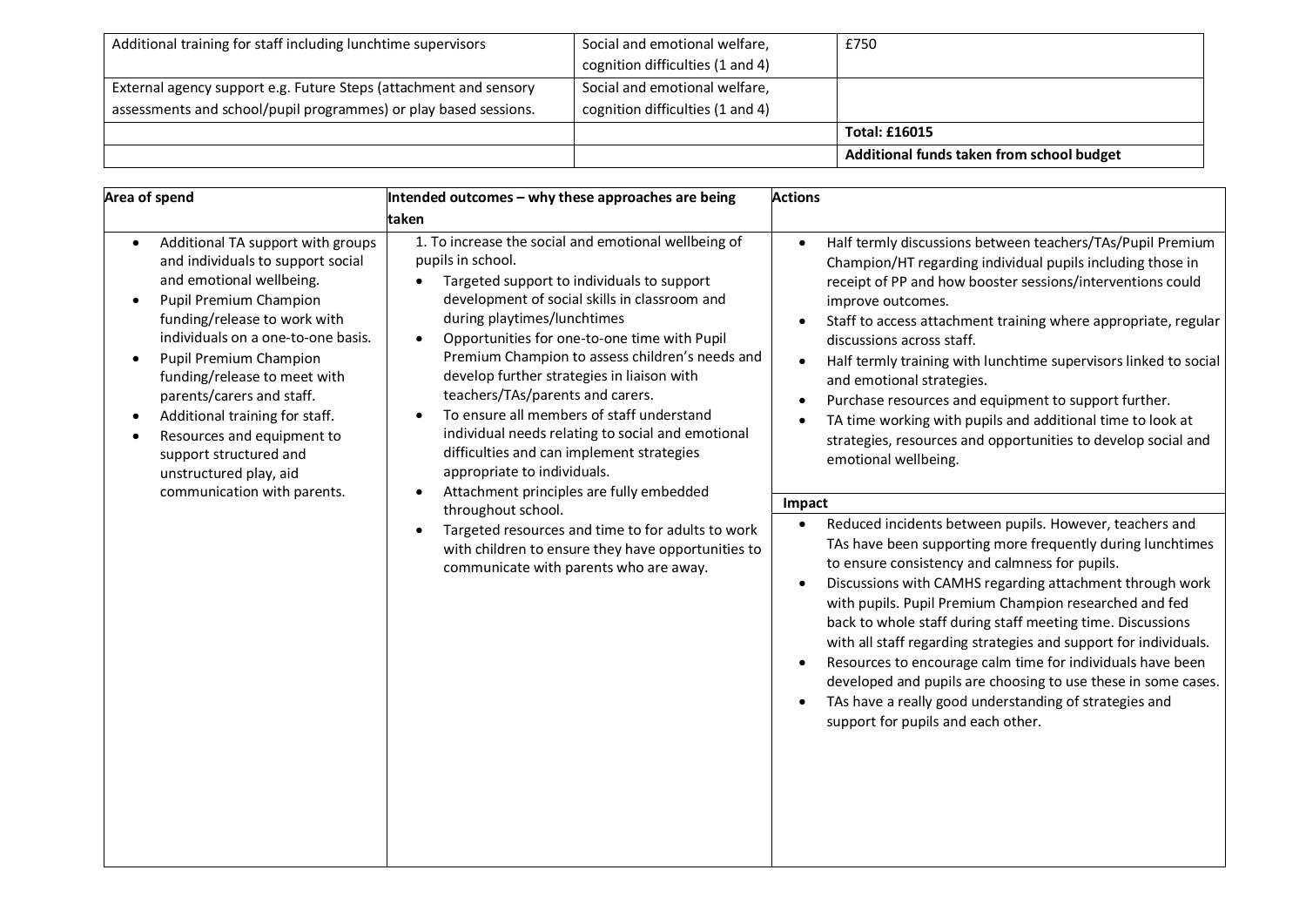| | | |
|---|---|---|
| Additional training for staff including lunchtime supervisors | Social and emotional welfare, cognition difficulties (1 and 4) | £750 |
| External agency support e.g. Future Steps (attachment and sensory assessments and school/pupil programmes) or play based sessions. | Social and emotional welfare, cognition difficulties (1 and 4) | |
| | | **Total: £16015** |
| | | **Additional funds taken from school budget** |

| **Area of spend** | **Intended outcomes – why these approaches are being taken** | **Actions** |
|---|---|---|
| • Additional TA support with groups and individuals to support social and emotional wellbeing.<br>• Pupil Premium Champion funding/release to work with individuals on a one-to-one basis.<br>• Pupil Premium Champion funding/release to meet with parents/carers and staff.<br>• Additional training for staff.<br>• Resources and equipment to support structured and unstructured play, aid communication with parents. | 1. To increase the social and emotional wellbeing of pupils in school.<br>• Targeted support to individuals to support development of social skills in classroom and during playtimes/lunchtimes<br>• Opportunities for one-to-one time with Pupil Premium Champion to assess children's needs and develop further strategies in liaison with teachers/TAs/parents and carers.<br>• To ensure all members of staff understand individual needs relating to social and emotional difficulties and can implement strategies appropriate to individuals.<br>• Attachment principles are fully embedded throughout school.<br>• Targeted resources and time to for adults to work with children to ensure they have opportunities to communicate with parents who are away. | • Half termly discussions between teachers/TAs/Pupil Premium Champion/HT regarding individual pupils including those in receipt of PP and how booster sessions/interventions could improve outcomes.<br>• Staff to access attachment training where appropriate, regular discussions across staff.<br>• Half termly training with lunchtime supervisors linked to social and emotional strategies.<br>• Purchase resources and equipment to support further.<br>• TA time working with pupils and additional time to look at strategies, resources and opportunities to develop social and emotional wellbeing.<br><br>**Impact**<br>• Reduced incidents between pupils. However, teachers and TAs have been supporting more frequently during lunchtimes to ensure consistency and calmness for pupils.<br>• Discussions with CAMHS regarding attachment through work with pupils. Pupil Premium Champion researched and fed back to whole staff during staff meeting time. Discussions with all staff regarding strategies and support for individuals.<br>• Resources to encourage calm time for individuals have been developed and pupils are choosing to use these in some cases.<br>• TAs have a really good understanding of strategies and support for pupils and each other. |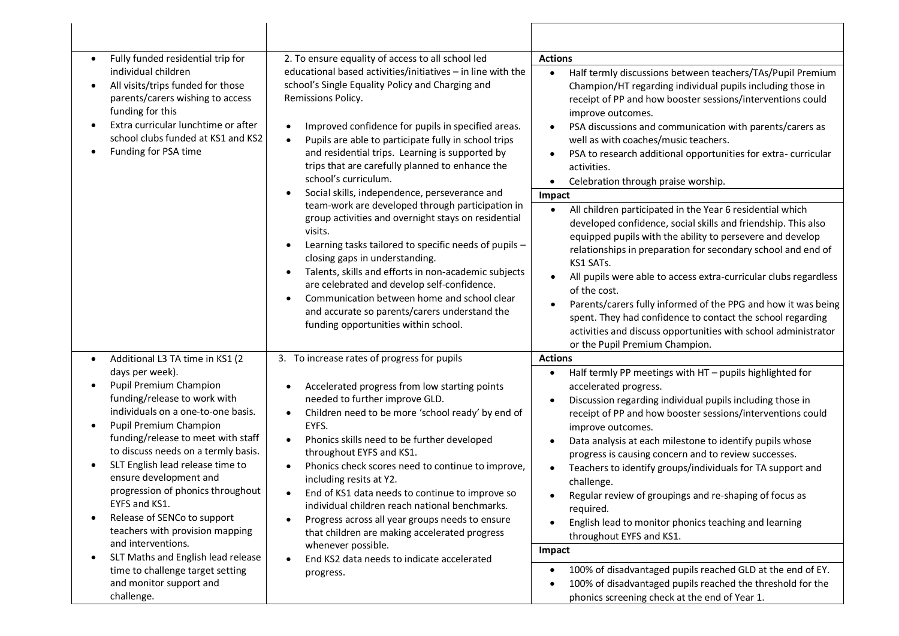| | | |
|---|---|---|
| | | |
| • Fully funded residential trip for individual children<br>• All visits/trips funded for those parents/carers wishing to access funding for this<br>• Extra curricular lunchtime or after school clubs funded at KS1 and KS2<br>• Funding for PSA time | 2. To ensure equality of access to all school led educational based activities/initiatives – in line with the school's Single Equality Policy and Charging and Remissions Policy.<br><br>• Improved confidence for pupils in specified areas.<br>• Pupils are able to participate fully in school trips and residential trips. Learning is supported by trips that are carefully planned to enhance the school's curriculum.<br>• Social skills, independence, perseverance and team-work are developed through participation in group activities and overnight stays on residential visits.<br>• Learning tasks tailored to specific needs of pupils – closing gaps in understanding.<br>• Talents, skills and efforts in non-academic subjects are celebrated and develop self-confidence.<br>• Communication between home and school clear and accurate so parents/carers understand the funding opportunities within school. | **Actions**<br>• Half termly discussions between teachers/TAs/Pupil Premium Champion/HT regarding individual pupils including those in receipt of PP and how booster sessions/interventions could improve outcomes.<br>• PSA discussions and communication with parents/carers as well as with coaches/music teachers.<br>• PSA to research additional opportunities for extra- curricular activities.<br>• Celebration through praise worship.<br>**Impact**<br>• All children participated in the Year 6 residential which developed confidence, social skills and friendship. This also equipped pupils with the ability to persevere and develop relationships in preparation for secondary school and end of KS1 SATs.<br>• All pupils were able to access extra-curricular clubs regardless of the cost.<br>• Parents/carers fully informed of the PPG and how it was being spent. They had confidence to contact the school regarding activities and discuss opportunities with school administrator or the Pupil Premium Champion. |
| • Additional L3 TA time in KS1 (2 days per week).<br>• Pupil Premium Champion funding/release to work with individuals on a one-to-one basis.<br>• Pupil Premium Champion funding/release to meet with staff to discuss needs on a termly basis.<br>• SLT English lead release time to ensure development and progression of phonics throughout EYFS and KS1.<br>• Release of SENCo to support teachers with provision mapping and interventions.<br>• SLT Maths and English lead release time to challenge target setting and monitor support and challenge. | 3. To increase rates of progress for pupils<br><br>• Accelerated progress from low starting points needed to further improve GLD.<br>• Children need to be more 'school ready' by end of EYFS.<br>• Phonics skills need to be further developed throughout EYFS and KS1.<br>• Phonics check scores need to continue to improve, including resits at Y2.<br>• End of KS1 data needs to continue to improve so individual children reach national benchmarks.<br>• Progress across all year groups needs to ensure that children are making accelerated progress whenever possible.<br>• End KS2 data needs to indicate accelerated progress. | **Actions**<br>• Half termly PP meetings with HT – pupils highlighted for accelerated progress.<br>• Discussion regarding individual pupils including those in receipt of PP and how booster sessions/interventions could improve outcomes.<br>• Data analysis at each milestone to identify pupils whose progress is causing concern and to review successes.<br>• Teachers to identify groups/individuals for TA support and challenge.<br>• Regular review of groupings and re-shaping of focus as required.<br>• English lead to monitor phonics teaching and learning throughout EYFS and KS1.<br>**Impact**<br>• 100% of disadvantaged pupils reached GLD at the end of EY.<br>• 100% of disadvantaged pupils reached the threshold for the phonics screening check at the end of Year 1. |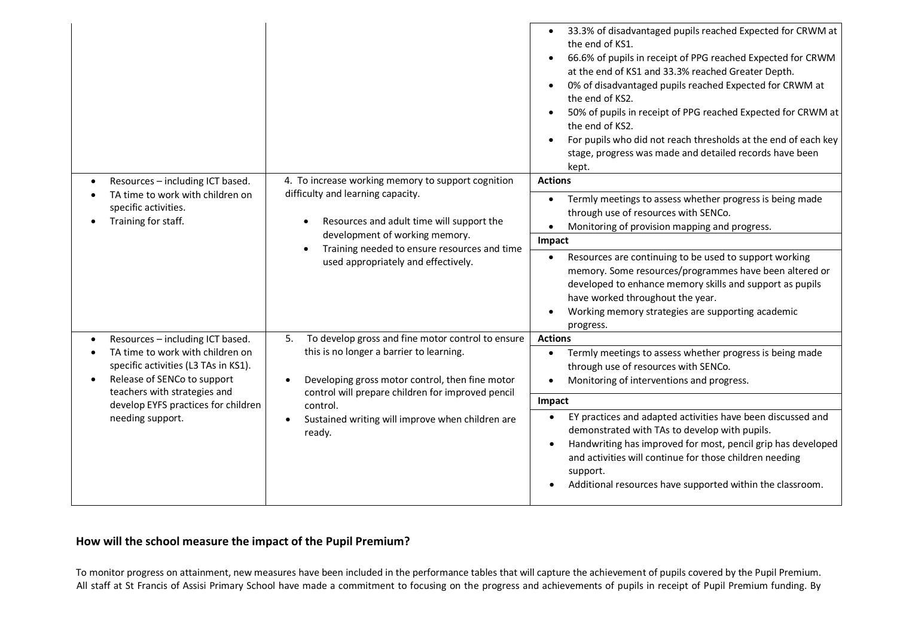| | | |
|---|---|---|
| | | • 33.3% of disadvantaged pupils reached Expected for CRWM at the end of KS1.<br>• 66.6% of pupils in receipt of PPG reached Expected for CRWM at the end of KS1 and 33.3% reached Greater Depth.<br>• 0% of disadvantaged pupils reached Expected for CRWM at the end of KS2.<br>• 50% of pupils in receipt of PPG reached Expected for CRWM at the end of KS2.<br>• For pupils who did not reach thresholds at the end of each key stage, progress was made and detailed records have been kept. |
| • Resources – including ICT based.<br>• TA time to work with children on specific activities.<br>• Training for staff. | 4. To increase working memory to support cognition difficulty and learning capacity.<br><br>• Resources and adult time will support the development of working memory.<br>• Training needed to ensure resources and time used appropriately and effectively. | **Actions**<br>• Termly meetings to assess whether progress is being made through use of resources with SENCo.<br>• Monitoring of provision mapping and progress.<br>**Impact**<br>• Resources are continuing to be used to support working memory. Some resources/programmes have been altered or developed to enhance memory skills and support as pupils have worked throughout the year.<br>• Working memory strategies are supporting academic progress. |
| • Resources – including ICT based.<br>• TA time to work with children on specific activities (L3 TAs in KS1).<br>• Release of SENCo to support teachers with strategies and develop EYFS practices for children needing support. | 5. To develop gross and fine motor control to ensure this is no longer a barrier to learning.<br><br>• Developing gross motor control, then fine motor control will prepare children for improved pencil control.<br>• Sustained writing will improve when children are ready. | **Actions**<br>• Termly meetings to assess whether progress is being made through use of resources with SENCo.<br>• Monitoring of interventions and progress.<br>**Impact**<br>• EY practices and adapted activities have been discussed and demonstrated with TAs to develop with pupils.<br>• Handwriting has improved for most, pencil grip has developed and activities will continue for those children needing support.<br>• Additional resources have supported within the classroom. |

## How will the school measure the impact of the Pupil Premium?

To monitor progress on attainment, new measures have been included in the performance tables that will capture the achievement of pupils covered by the Pupil Premium. All staff at St Francis of Assisi Primary School have made a commitment to focusing on the progress and achievements of pupils in receipt of Pupil Premium funding. By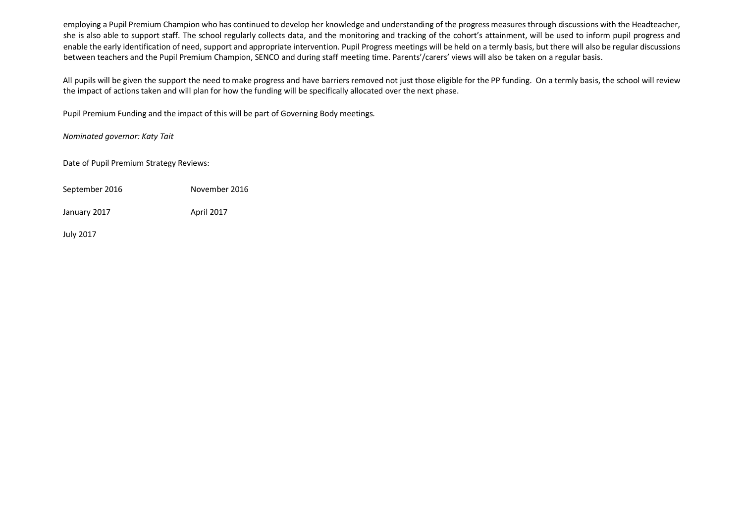employing a Pupil Premium Champion who has continued to develop her knowledge and understanding of the progress measures through discussions with the Headteacher, she is also able to support staff. The school regularly collects data, and the monitoring and tracking of the cohort's attainment, will be used to inform pupil progress and enable the early identification of need, support and appropriate intervention. Pupil Progress meetings will be held on a termly basis, but there will also be regular discussions between teachers and the Pupil Premium Champion, SENCO and during staff meeting time. Parents'/carers' views will also be taken on a regular basis.

All pupils will be given the support the need to make progress and have barriers removed not just those eligible for the PP funding. On a termly basis, the school will review the impact of actions taken and will plan for how the funding will be specifically allocated over the next phase.

Pupil Premium Funding and the impact of this will be part of Governing Body meetings.

*Nominated governor: Katy Tait*

Date of Pupil Premium Strategy Reviews:

| | |
|---|---|
| September 2016 | November 2016 |
| January 2017 | April 2017 |
| July 2017 | |